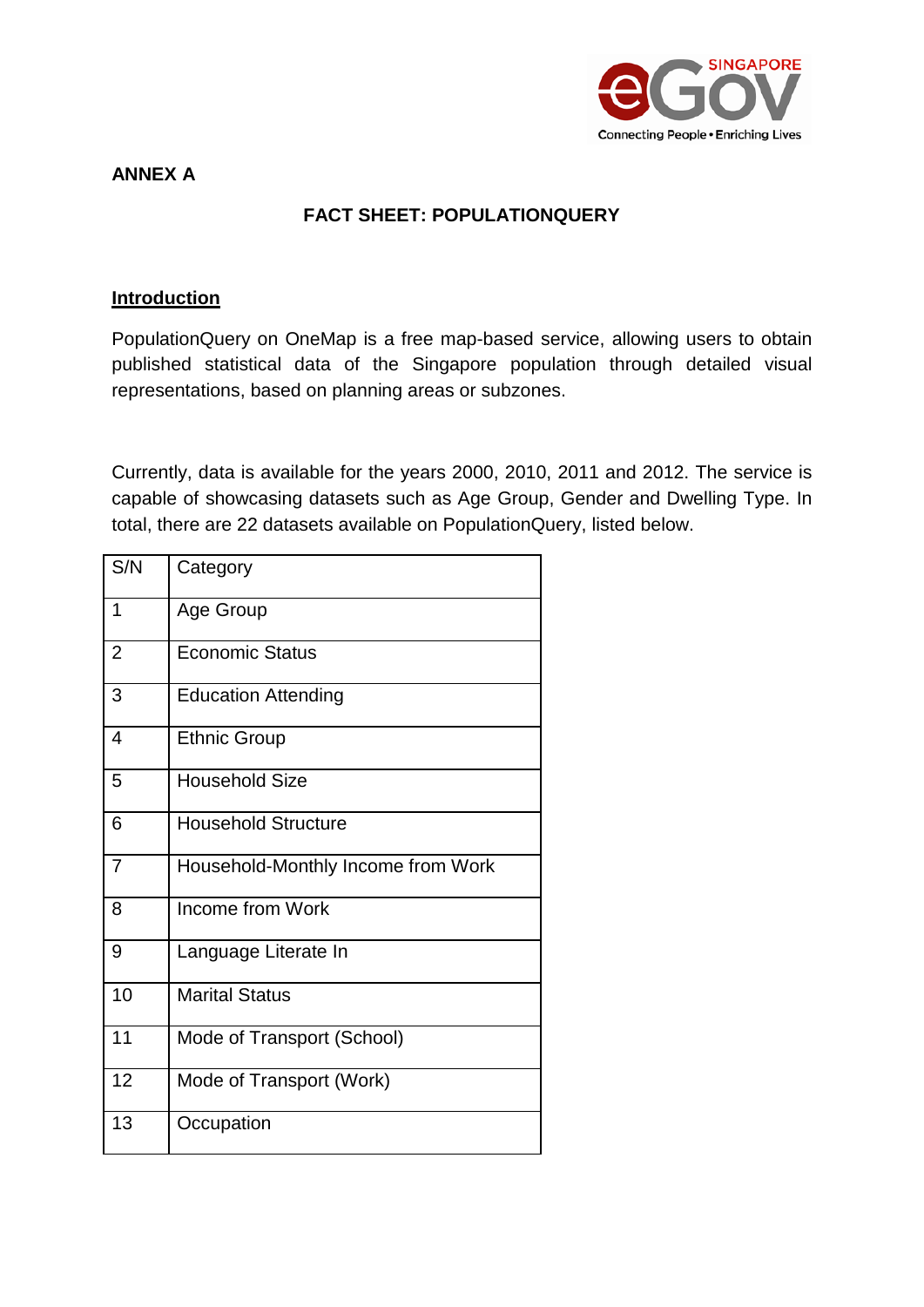**ANNEX A**

# FACT SHEET: POPULATIONQUERY

## Introduction

PopulationQuery on OneMap is a free map-based service, allowing users to obtain published statistical data of the Singapore population through detailed visual representations, based on planning areas or subzones.

Currently, data is available for the years 2000, 2010, 2011 and 2012. The service is capable of showcasing datasets such as Age Group, Gender and Dwelling Type. In total, there are 22 datasets available on PopulationQuery, listed below.

| S/N | Category |
|---|---|
| 1 | Age Group |
| 2 | Economic Status |
| 3 | Education Attending |
| 4 | Ethnic Group |
| 5 | Household Size |
| 6 | Household Structure |
| 7 | Household-Monthly Income from Work |
| 8 | Income from Work |
| 9 | Language Literate In |
| 10 | Marital Status |
| 11 | Mode of Transport (School) |
| 12 | Mode of Transport (Work) |
| 13 | Occupation |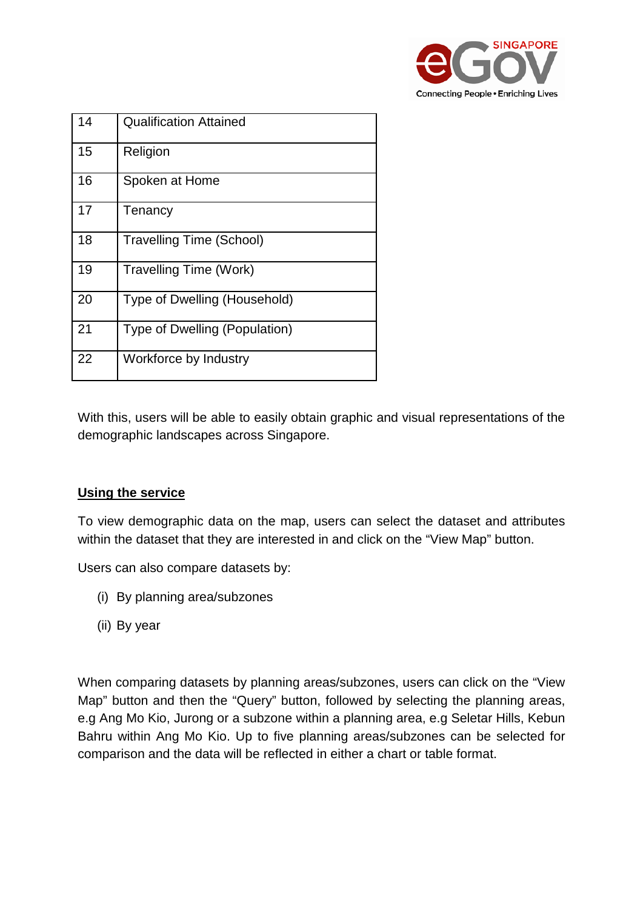| | |
|---|---|
| 14 | Qualification Attained |
| 15 | Religion |
| 16 | Spoken at Home |
| 17 | Tenancy |
| 18 | Travelling Time (School) |
| 19 | Travelling Time (Work) |
| 20 | Type of Dwelling (Household) |
| 21 | Type of Dwelling (Population) |
| 22 | Workforce by Industry |

With this, users will be able to easily obtain graphic and visual representations of the demographic landscapes across Singapore.

**Using the service**

To view demographic data on the map, users can select the dataset and attributes within the dataset that they are interested in and click on the "View Map" button.

Users can also compare datasets by:

(i) By planning area/subzones

(ii) By year

When comparing datasets by planning areas/subzones, users can click on the "View Map" button and then the "Query" button, followed by selecting the planning areas, e.g Ang Mo Kio, Jurong or a subzone within a planning area, e.g Seletar Hills, Kebun Bahru within Ang Mo Kio. Up to five planning areas/subzones can be selected for comparison and the data will be reflected in either a chart or table format.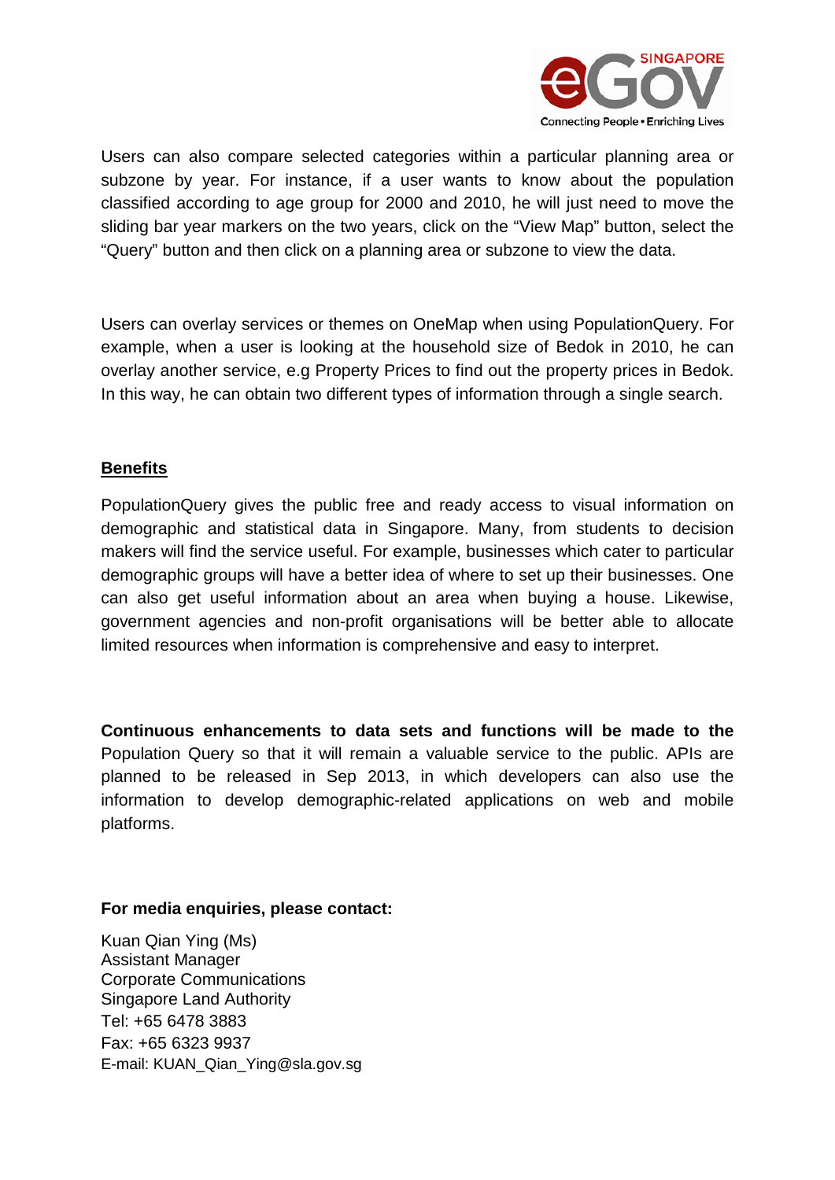Users can also compare selected categories within a particular planning area or subzone by year. For instance, if a user wants to know about the population classified according to age group for 2000 and 2010, he will just need to move the sliding bar year markers on the two years, click on the "View Map" button, select the "Query" button and then click on a planning area or subzone to view the data.

Users can overlay services or themes on OneMap when using PopulationQuery. For example, when a user is looking at the household size of Bedok in 2010, he can overlay another service, e.g Property Prices to find out the property prices in Bedok. In this way, he can obtain two different types of information through a single search.

## Benefits

PopulationQuery gives the public free and ready access to visual information on demographic and statistical data in Singapore. Many, from students to decision makers will find the service useful. For example, businesses which cater to particular demographic groups will have a better idea of where to set up their businesses. One can also get useful information about an area when buying a house. Likewise, government agencies and non-profit organisations will be better able to allocate limited resources when information is comprehensive and easy to interpret.

**Continuous enhancements to data sets and functions will be made to the** Population Query so that it will remain a valuable service to the public. APIs are planned to be released in Sep 2013, in which developers can also use the information to develop demographic-related applications on web and mobile platforms.

**For media enquiries, please contact:**

Kuan Qian Ying (Ms)
Assistant Manager
Corporate Communications
Singapore Land Authority
Tel: +65 6478 3883
Fax: +65 6323 9937
E-mail: KUAN_Qian_Ying@sla.gov.sg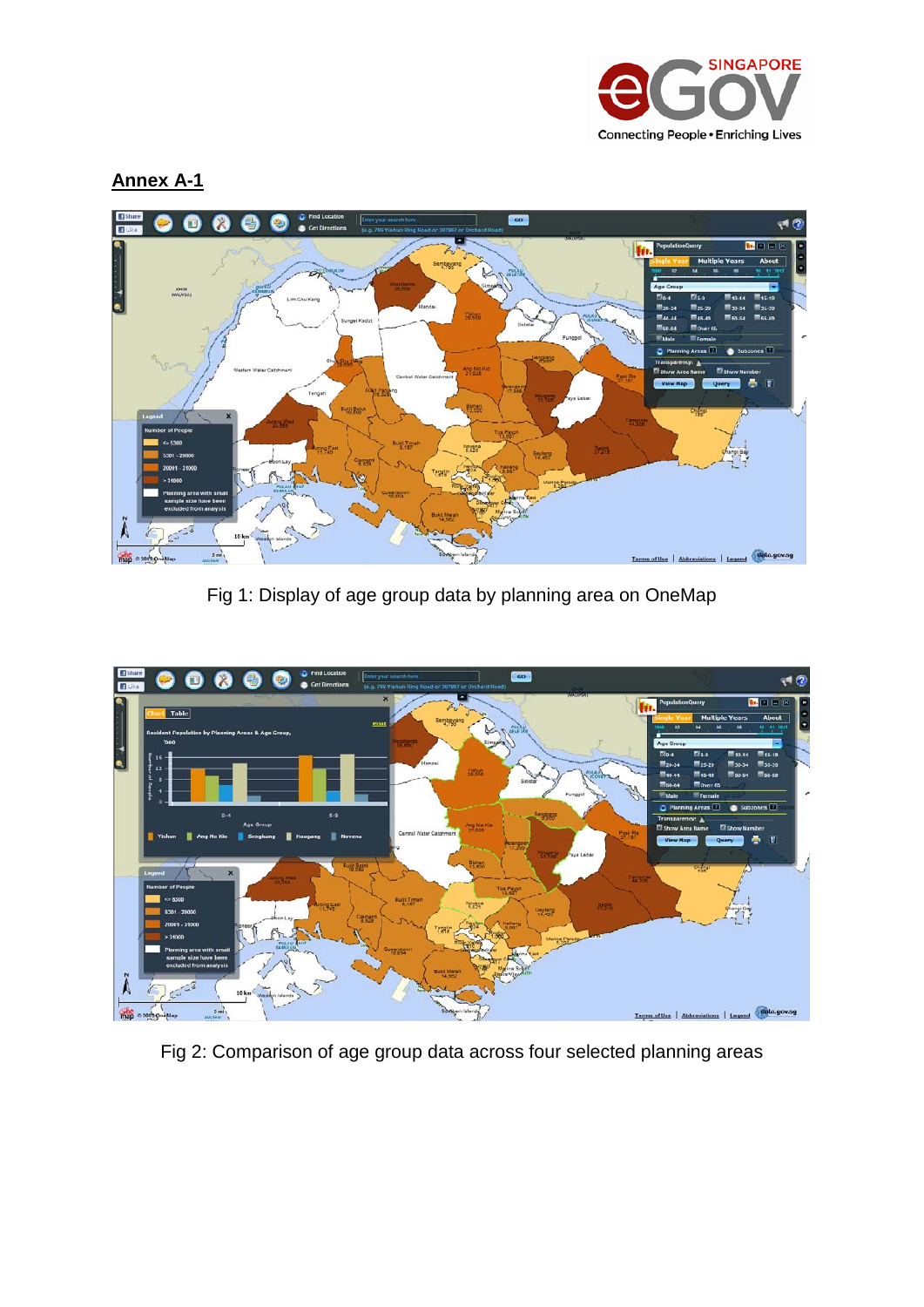## Annex A-1

Fig 1: Display of age group data by planning area on OneMap

Fig 2: Comparison of age group data across four selected planning areas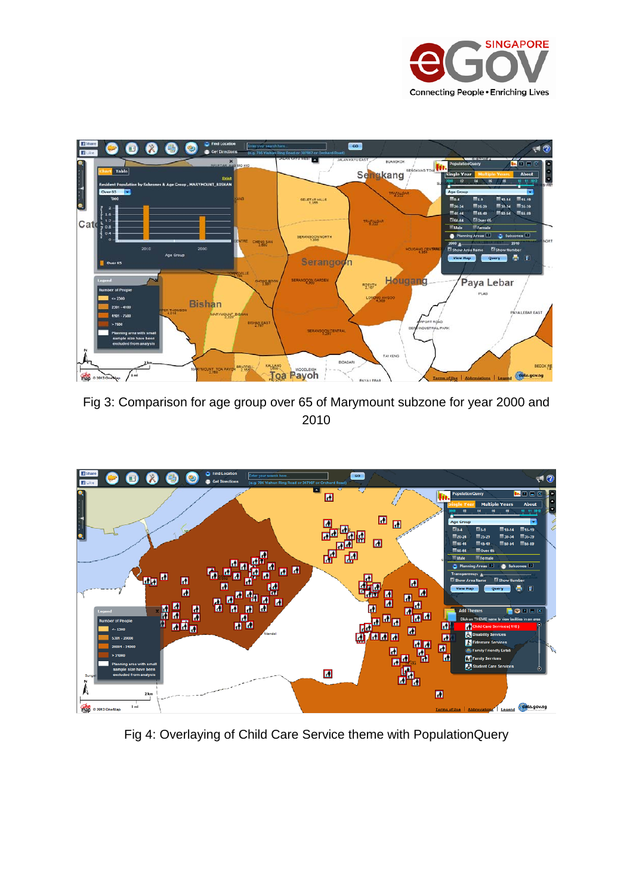Fig 3: Comparison for age group over 65 of Marymount subzone for year 2000 and 2010

Fig 4: Overlaying of Child Care Service theme with PopulationQuery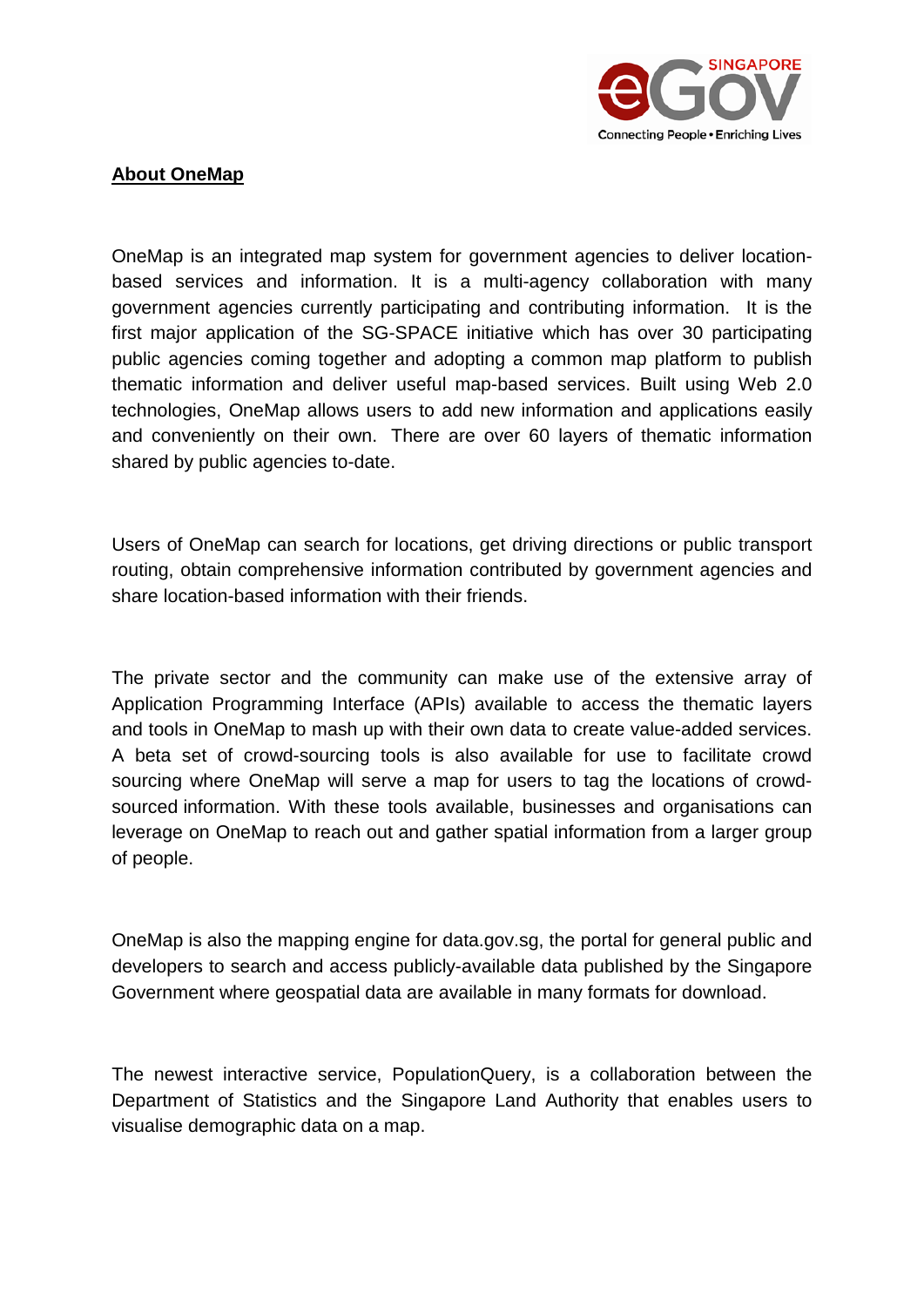## About OneMap

OneMap is an integrated map system for government agencies to deliver location-based services and information. It is a multi-agency collaboration with many government agencies currently participating and contributing information. It is the first major application of the SG-SPACE initiative which has over 30 participating public agencies coming together and adopting a common map platform to publish thematic information and deliver useful map-based services. Built using Web 2.0 technologies, OneMap allows users to add new information and applications easily and conveniently on their own. There are over 60 layers of thematic information shared by public agencies to-date.

Users of OneMap can search for locations, get driving directions or public transport routing, obtain comprehensive information contributed by government agencies and share location-based information with their friends.

The private sector and the community can make use of the extensive array of Application Programming Interface (APIs) available to access the thematic layers and tools in OneMap to mash up with their own data to create value-added services. A beta set of crowd-sourcing tools is also available for use to facilitate crowd sourcing where OneMap will serve a map for users to tag the locations of crowd-sourced information. With these tools available, businesses and organisations can leverage on OneMap to reach out and gather spatial information from a larger group of people.

OneMap is also the mapping engine for data.gov.sg, the portal for general public and developers to search and access publicly-available data published by the Singapore Government where geospatial data are available in many formats for download.

The newest interactive service, PopulationQuery, is a collaboration between the Department of Statistics and the Singapore Land Authority that enables users to visualise demographic data on a map.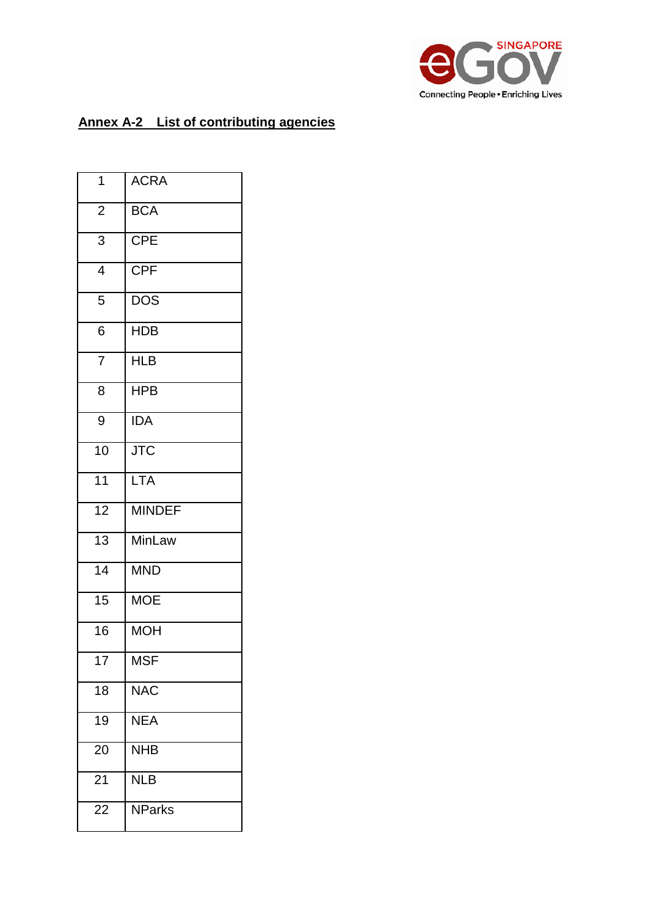## Annex A-2 List of contributing agencies

| | |
|---|---|
| 1 | ACRA |
| 2 | BCA |
| 3 | CPE |
| 4 | CPF |
| 5 | DOS |
| 6 | HDB |
| 7 | HLB |
| 8 | HPB |
| 9 | IDA |
| 10 | JTC |
| 11 | LTA |
| 12 | MINDEF |
| 13 | MinLaw |
| 14 | MND |
| 15 | MOE |
| 16 | MOH |
| 17 | MSF |
| 18 | NAC |
| 19 | NEA |
| 20 | NHB |
| 21 | NLB |
| 22 | NParks |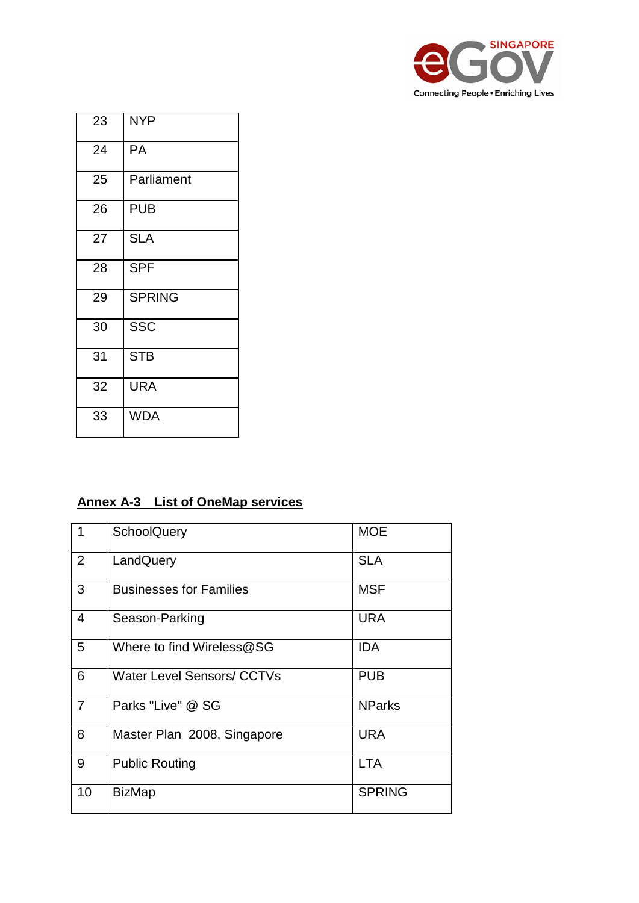| 23 | NYP |
|---|---|
| 24 | PA |
| 25 | Parliament |
| 26 | PUB |
| 27 | SLA |
| 28 | SPF |
| 29 | SPRING |
| 30 | SSC |
| 31 | STB |
| 32 | URA |
| 33 | WDA |

**Annex A-3 List of OneMap services**

| 1 | SchoolQuery | MOE |
|---|---|---|
| 2 | LandQuery | SLA |
| 3 | Businesses for Families | MSF |
| 4 | Season-Parking | URA |
| 5 | Where to find Wireless@SG | IDA |
| 6 | Water Level Sensors/ CCTVs | PUB |
| 7 | Parks "Live" @ SG | NParks |
| 8 | Master Plan 2008, Singapore | URA |
| 9 | Public Routing | LTA |
| 10 | BizMap | SPRING |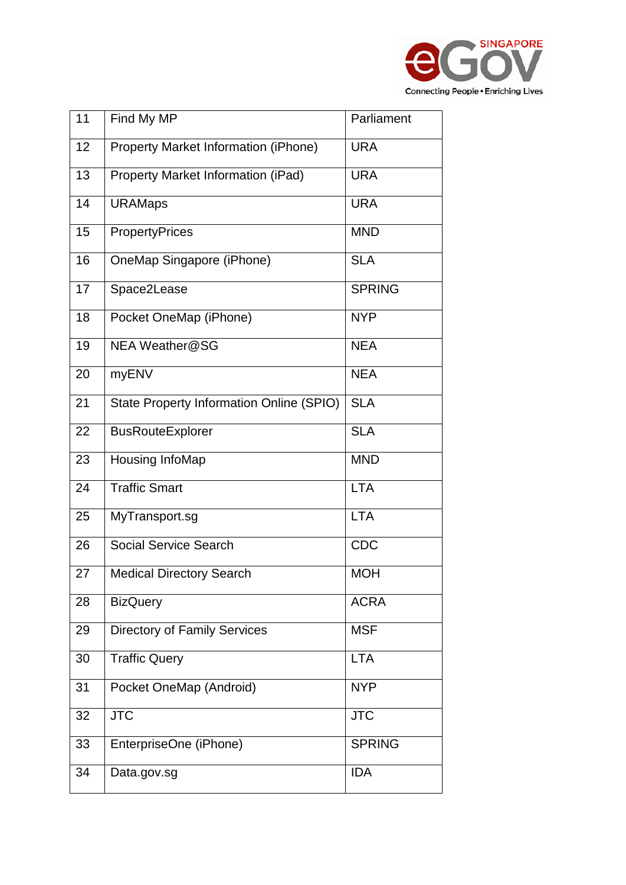| 11 | Find My MP | Parliament |
|---|---|---|
| 12 | Property Market Information (iPhone) | URA |
| 13 | Property Market Information (iPad) | URA |
| 14 | URAMaps | URA |
| 15 | PropertyPrices | MND |
| 16 | OneMap Singapore (iPhone) | SLA |
| 17 | Space2Lease | SPRING |
| 18 | Pocket OneMap (iPhone) | NYP |
| 19 | NEA Weather@SG | NEA |
| 20 | myENV | NEA |
| 21 | State Property Information Online (SPIO) | SLA |
| 22 | BusRouteExplorer | SLA |
| 23 | Housing InfoMap | MND |
| 24 | Traffic Smart | LTA |
| 25 | MyTransport.sg | LTA |
| 26 | Social Service Search | CDC |
| 27 | Medical Directory Search | MOH |
| 28 | BizQuery | ACRA |
| 29 | Directory of Family Services | MSF |
| 30 | Traffic Query | LTA |
| 31 | Pocket OneMap (Android) | NYP |
| 32 | JTC | JTC |
| 33 | EnterpriseOne (iPhone) | SPRING |
| 34 | Data.gov.sg | IDA |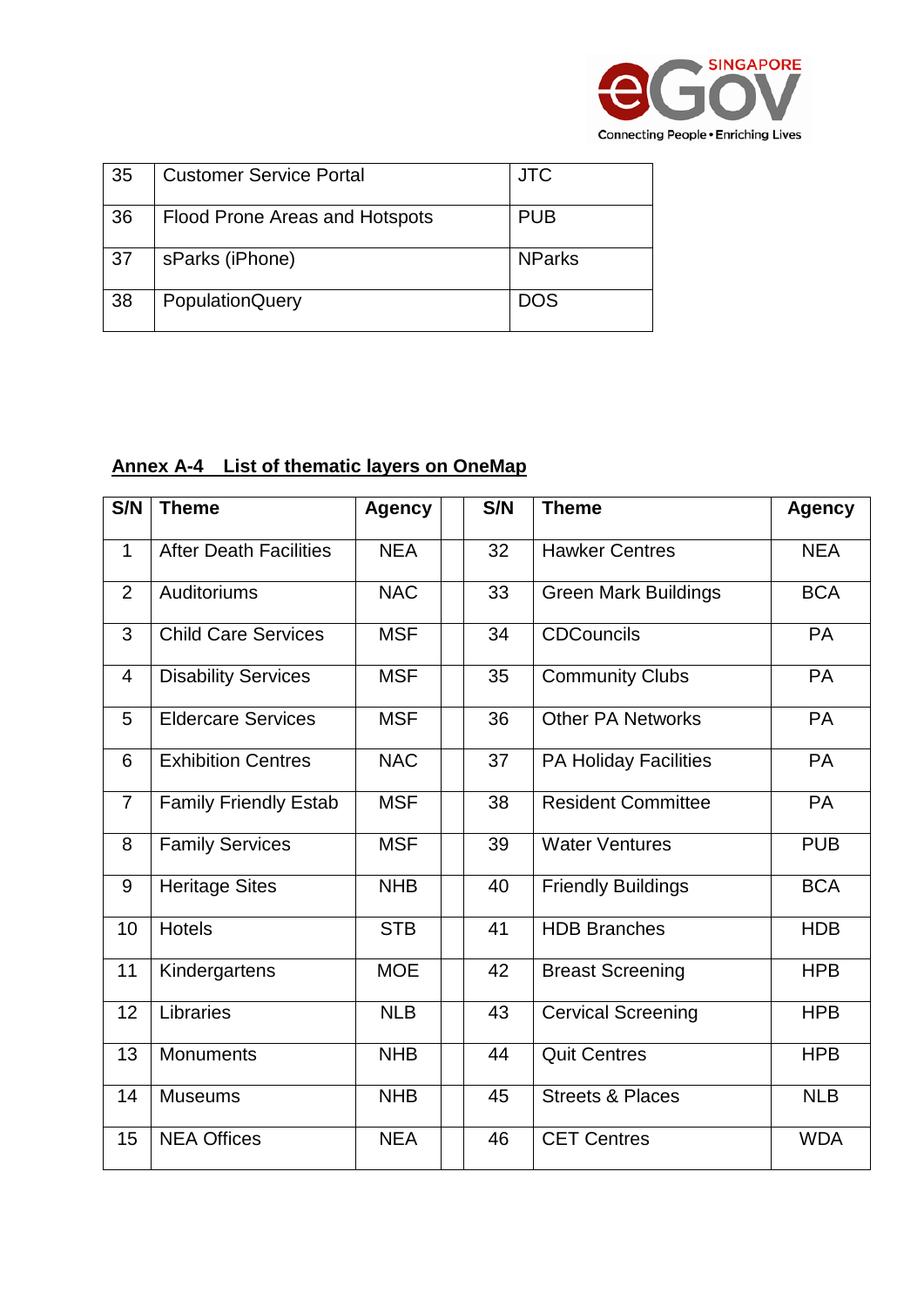| 35 | Customer Service Portal | JTC |
|---|---|---|
| 36 | Flood Prone Areas and Hotspots | PUB |
| 37 | sParks (iPhone) | NParks |
| 38 | PopulationQuery | DOS |

**Annex A-4 List of thematic layers on OneMap**

| S/N | Theme | Agency | | S/N | Theme | Agency |
|---|---|---|---|---|---|---|
| 1 | After Death Facilities | NEA | | 32 | Hawker Centres | NEA |
| 2 | Auditoriums | NAC | | 33 | Green Mark Buildings | BCA |
| 3 | Child Care Services | MSF | | 34 | CDCouncils | PA |
| 4 | Disability Services | MSF | | 35 | Community Clubs | PA |
| 5 | Eldercare Services | MSF | | 36 | Other PA Networks | PA |
| 6 | Exhibition Centres | NAC | | 37 | PA Holiday Facilities | PA |
| 7 | Family Friendly Estab | MSF | | 38 | Resident Committee | PA |
| 8 | Family Services | MSF | | 39 | Water Ventures | PUB |
| 9 | Heritage Sites | NHB | | 40 | Friendly Buildings | BCA |
| 10 | Hotels | STB | | 41 | HDB Branches | HDB |
| 11 | Kindergartens | MOE | | 42 | Breast Screening | HPB |
| 12 | Libraries | NLB | | 43 | Cervical Screening | HPB |
| 13 | Monuments | NHB | | 44 | Quit Centres | HPB |
| 14 | Museums | NHB | | 45 | Streets & Places | NLB |
| 15 | NEA Offices | NEA | | 46 | CET Centres | WDA |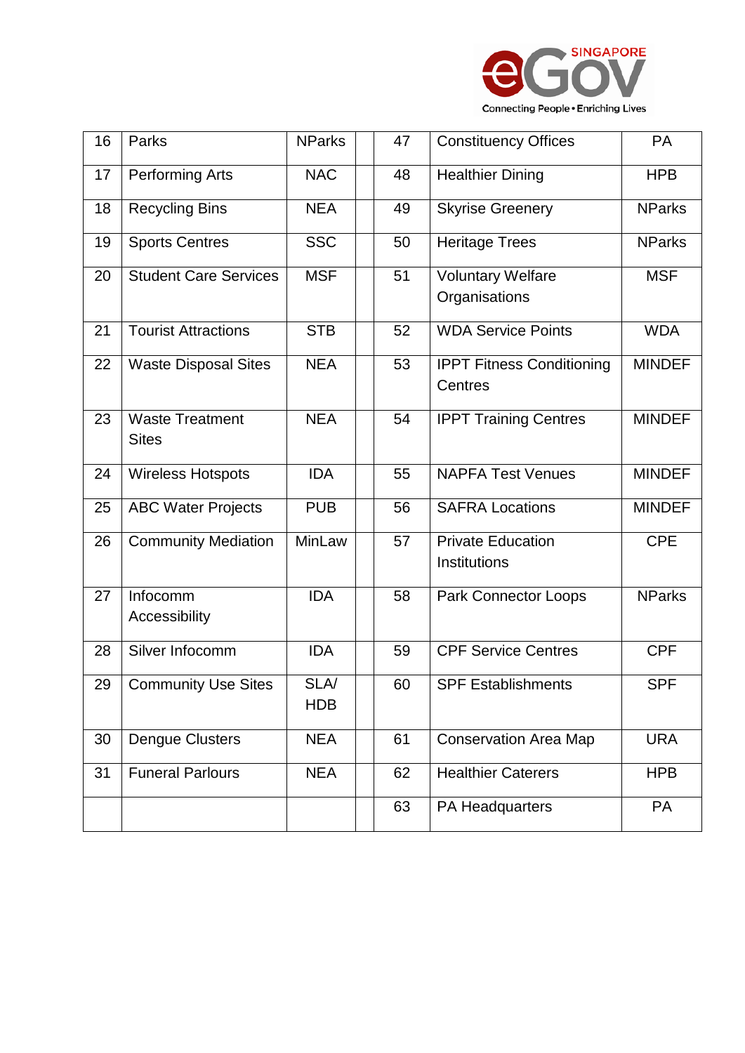| 16 | Parks | NParks | | 47 | Constituency Offices | PA |
|---|---|---|---|---|---|---|
| 17 | Performing Arts | NAC | | 48 | Healthier Dining | HPB |
| 18 | Recycling Bins | NEA | | 49 | Skyrise Greenery | NParks |
| 19 | Sports Centres | SSC | | 50 | Heritage Trees | NParks |
| 20 | Student Care Services | MSF | | 51 | Voluntary Welfare Organisations | MSF |
| 21 | Tourist Attractions | STB | | 52 | WDA Service Points | WDA |
| 22 | Waste Disposal Sites | NEA | | 53 | IPPT Fitness Conditioning Centres | MINDEF |
| 23 | Waste Treatment Sites | NEA | | 54 | IPPT Training Centres | MINDEF |
| 24 | Wireless Hotspots | IDA | | 55 | NAPFA Test Venues | MINDEF |
| 25 | ABC Water Projects | PUB | | 56 | SAFRA Locations | MINDEF |
| 26 | Community Mediation | MinLaw | | 57 | Private Education Institutions | CPE |
| 27 | Infocomm Accessibility | IDA | | 58 | Park Connector Loops | NParks |
| 28 | Silver Infocomm | IDA | | 59 | CPF Service Centres | CPF |
| 29 | Community Use Sites | SLA/ HDB | | 60 | SPF Establishments | SPF |
| 30 | Dengue Clusters | NEA | | 61 | Conservation Area Map | URA |
| 31 | Funeral Parlours | NEA | | 62 | Healthier Caterers | HPB |
| | | | | 63 | PA Headquarters | PA |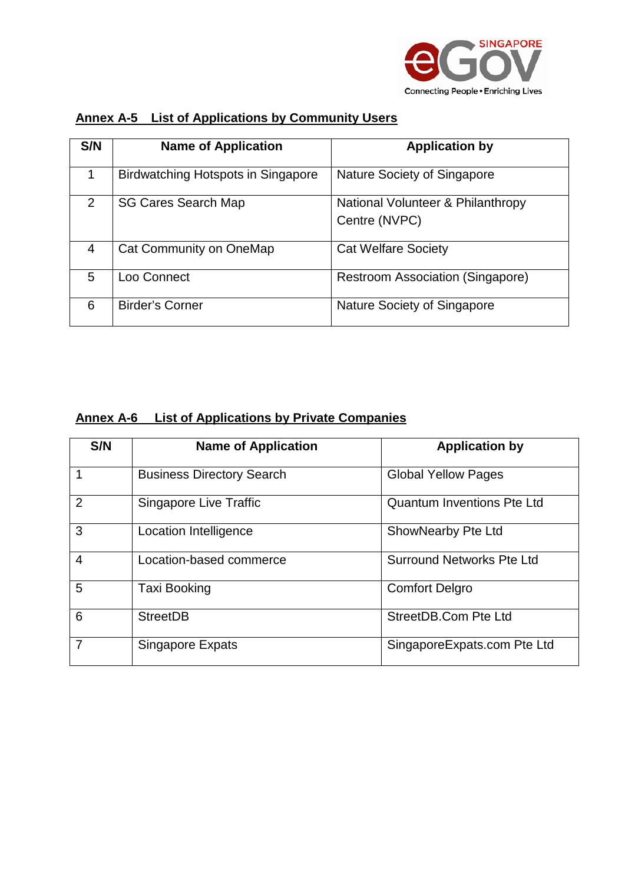**Annex A-5 List of Applications by Community Users**

| S/N | Name of Application | Application by |
|---|---|---|
| 1 | Birdwatching Hotspots in Singapore | Nature Society of Singapore |
| 2 | SG Cares Search Map | National Volunteer & Philanthropy Centre (NVPC) |
| 4 | Cat Community on OneMap | Cat Welfare Society |
| 5 | Loo Connect | Restroom Association (Singapore) |
| 6 | Birder's Corner | Nature Society of Singapore |

**Annex A-6 List of Applications by Private Companies**

| S/N | Name of Application | Application by |
|---|---|---|
| 1 | Business Directory Search | Global Yellow Pages |
| 2 | Singapore Live Traffic | Quantum Inventions Pte Ltd |
| 3 | Location Intelligence | ShowNearby Pte Ltd |
| 4 | Location-based commerce | Surround Networks Pte Ltd |
| 5 | Taxi Booking | Comfort Delgro |
| 6 | StreetDB | StreetDB.Com Pte Ltd |
| 7 | Singapore Expats | SingaporeExpats.com Pte Ltd |